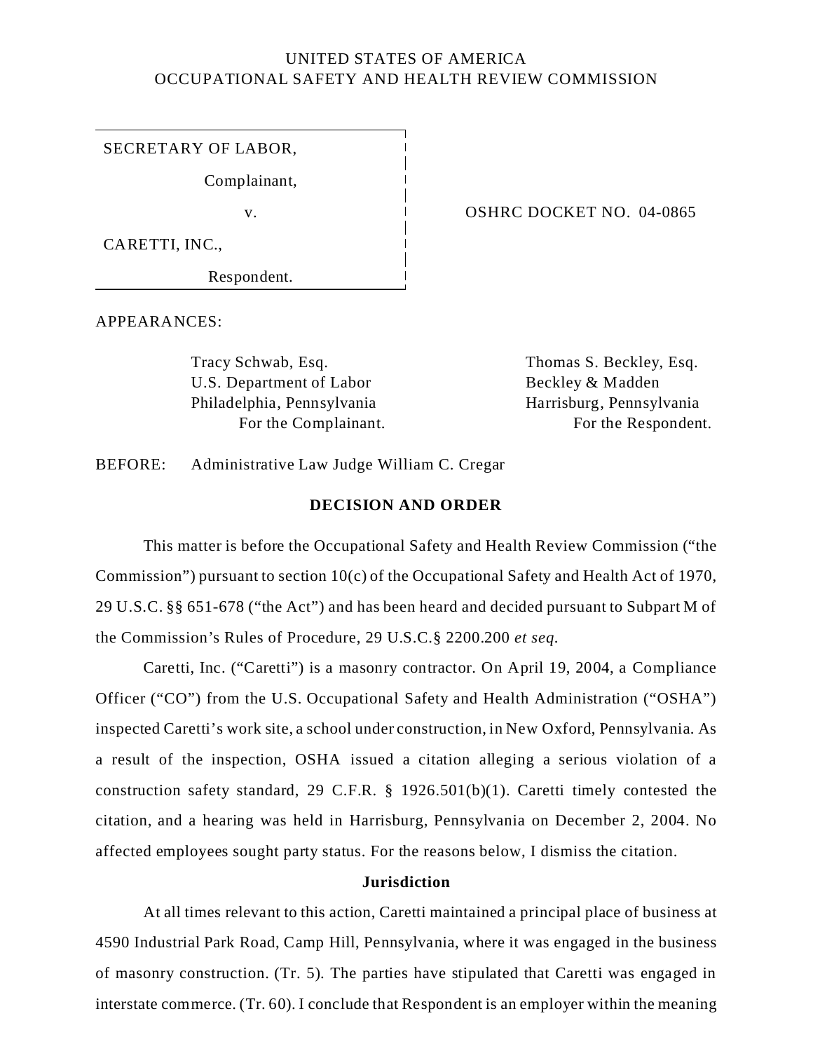UNITED STATES OF AMERICA
OCCUPATIONAL SAFETY AND HEALTH REVIEW COMMISSION

| | |
|---|---|
| SECRETARY OF LABOR,<br>Complainant,<br>v.<br>CARETTI, INC.,<br>Respondent. | OSHRC DOCKET NO. 04-0865 |

APPEARANCES:

| For the Complainant | For the Respondent |
|---|---|
| Tracy Schwab, Esq.<br>U.S. Department of Labor<br>Philadelphia, Pennsylvania<br>For the Complainant. | Thomas S. Beckley, Esq.<br>Beckley & Madden<br>Harrisburg, Pennsylvania<br>For the Respondent. |

BEFORE: Administrative Law Judge William C. Cregar

## DECISION AND ORDER

This matter is before the Occupational Safety and Health Review Commission ("the Commission") pursuant to section 10(c) of the Occupational Safety and Health Act of 1970, 29 U.S.C. §§ 651-678 ("the Act") and has been heard and decided pursuant to Subpart M of the Commission's Rules of Procedure, 29 U.S.C.§ 2200.200 *et seq.*

Caretti, Inc. ("Caretti") is a masonry contractor. On April 19, 2004, a Compliance Officer ("CO") from the U.S. Occupational Safety and Health Administration ("OSHA") inspected Caretti's work site, a school under construction, in New Oxford, Pennsylvania. As a result of the inspection, OSHA issued a citation alleging a serious violation of a construction safety standard, 29 C.F.R. § 1926.501(b)(1). Caretti timely contested the citation, and a hearing was held in Harrisburg, Pennsylvania on December 2, 2004. No affected employees sought party status. For the reasons below, I dismiss the citation.

### Jurisdiction

At all times relevant to this action, Caretti maintained a principal place of business at 4590 Industrial Park Road, Camp Hill, Pennsylvania, where it was engaged in the business of masonry construction. (Tr. 5). The parties have stipulated that Caretti was engaged in interstate commerce. (Tr. 60). I conclude that Respondent is an employer within the meaning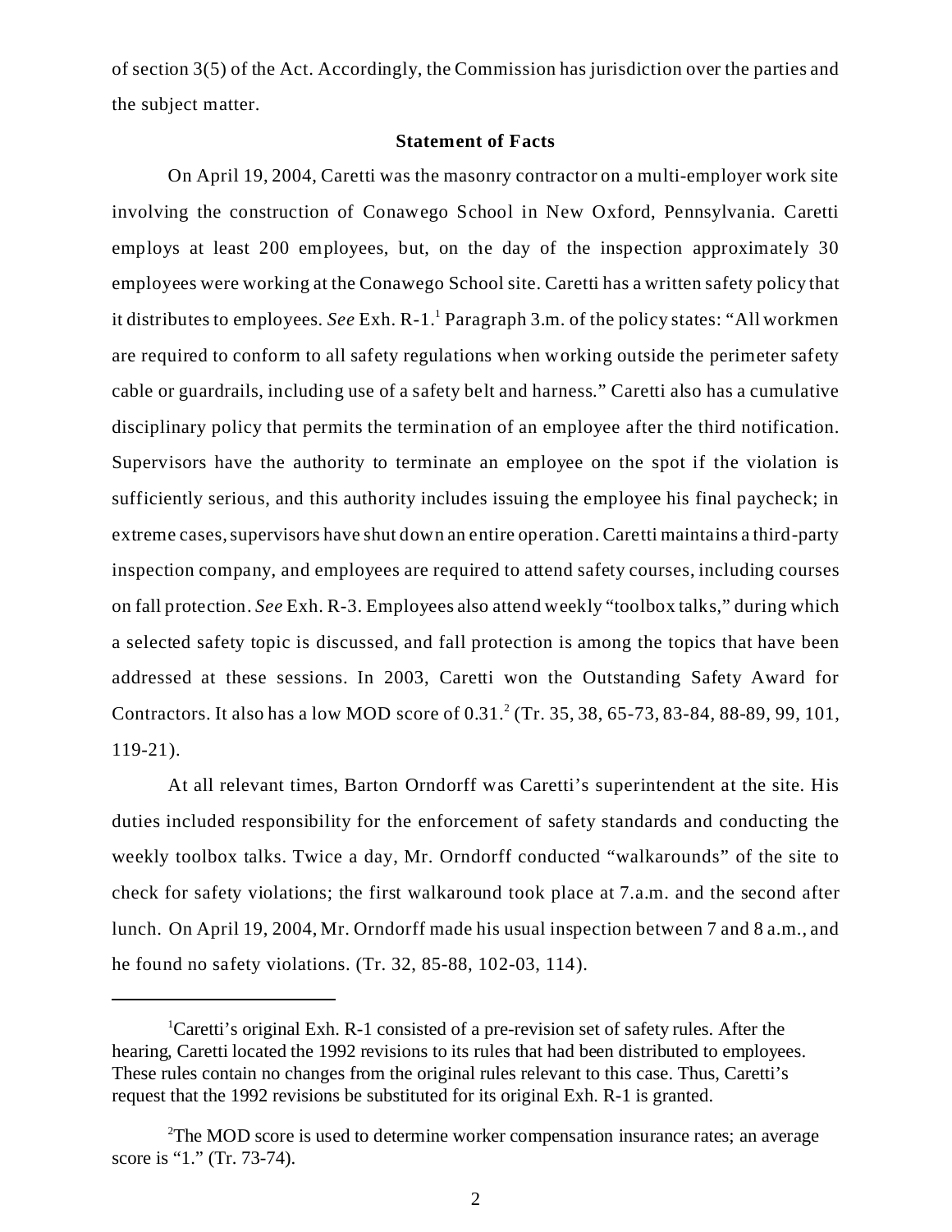of section 3(5) of the Act. Accordingly, the Commission has jurisdiction over the parties and the subject matter.

**Statement of Facts**

On April 19, 2004, Caretti was the masonry contractor on a multi-employer work site involving the construction of Conawego School in New Oxford, Pennsylvania. Caretti employs at least 200 employees, but, on the day of the inspection approximately 30 employees were working at the Conawego School site. Caretti has a written safety policy that it distributes to employees. *See* Exh. R-1.[1] Paragraph 3.m. of the policy states: "All workmen are required to conform to all safety regulations when working outside the perimeter safety cable or guardrails, including use of a safety belt and harness." Caretti also has a cumulative disciplinary policy that permits the termination of an employee after the third notification. Supervisors have the authority to terminate an employee on the spot if the violation is sufficiently serious, and this authority includes issuing the employee his final paycheck; in extreme cases, supervisors have shut down an entire operation. Caretti maintains a third-party inspection company, and employees are required to attend safety courses, including courses on fall protection. *See* Exh. R-3. Employees also attend weekly "toolbox talks," during which a selected safety topic is discussed, and fall protection is among the topics that have been addressed at these sessions. In 2003, Caretti won the Outstanding Safety Award for Contractors. It also has a low MOD score of 0.31.[2] (Tr. 35, 38, 65-73, 83-84, 88-89, 99, 101, 119-21).

At all relevant times, Barton Orndorff was Caretti's superintendent at the site. His duties included responsibility for the enforcement of safety standards and conducting the weekly toolbox talks. Twice a day, Mr. Orndorff conducted "walkarounds" of the site to check for safety violations; the first walkaround took place at 7.a.m. and the second after lunch. On April 19, 2004, Mr. Orndorff made his usual inspection between 7 and 8 a.m., and he found no safety violations. (Tr. 32, 85-88, 102-03, 114).

---

[1]Caretti's original Exh. R-1 consisted of a pre-revision set of safety rules. After the hearing, Caretti located the 1992 revisions to its rules that had been distributed to employees. These rules contain no changes from the original rules relevant to this case. Thus, Caretti's request that the 1992 revisions be substituted for its original Exh. R-1 is granted.

[2]The MOD score is used to determine worker compensation insurance rates; an average score is "1." (Tr. 73-74).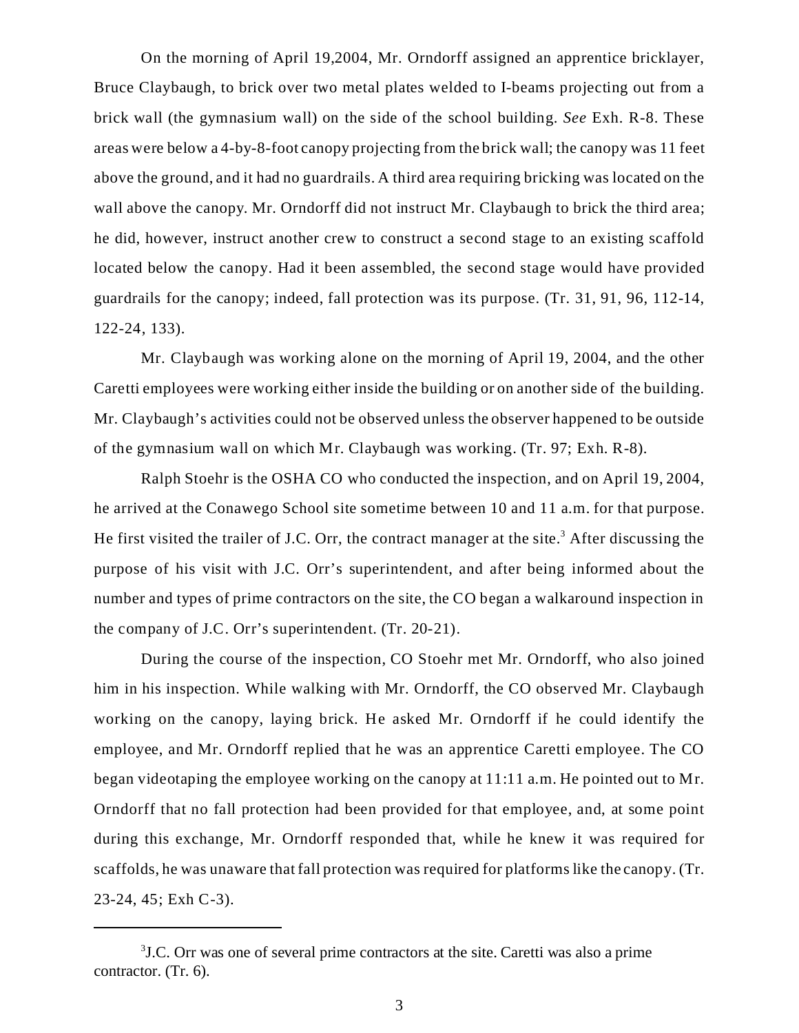On the morning of April 19,2004, Mr. Orndorff assigned an apprentice bricklayer, Bruce Claybaugh, to brick over two metal plates welded to I-beams projecting out from a brick wall (the gymnasium wall) on the side of the school building. *See* Exh. R-8. These areas were below a 4-by-8-foot canopy projecting from the brick wall; the canopy was 11 feet above the ground, and it had no guardrails. A third area requiring bricking was located on the wall above the canopy. Mr. Orndorff did not instruct Mr. Claybaugh to brick the third area; he did, however, instruct another crew to construct a second stage to an existing scaffold located below the canopy. Had it been assembled, the second stage would have provided guardrails for the canopy; indeed, fall protection was its purpose. (Tr. 31, 91, 96, 112-14, 122-24, 133).

Mr. Claybaugh was working alone on the morning of April 19, 2004, and the other Caretti employees were working either inside the building or on another side of the building. Mr. Claybaugh's activities could not be observed unless the observer happened to be outside of the gymnasium wall on which Mr. Claybaugh was working. (Tr. 97; Exh. R-8).

Ralph Stoehr is the OSHA CO who conducted the inspection, and on April 19, 2004, he arrived at the Conawego School site sometime between 10 and 11 a.m. for that purpose. He first visited the trailer of J.C. Orr, the contract manager at the site.[3] After discussing the purpose of his visit with J.C. Orr's superintendent, and after being informed about the number and types of prime contractors on the site, the CO began a walkaround inspection in the company of J.C. Orr's superintendent. (Tr. 20-21).

During the course of the inspection, CO Stoehr met Mr. Orndorff, who also joined him in his inspection. While walking with Mr. Orndorff, the CO observed Mr. Claybaugh working on the canopy, laying brick. He asked Mr. Orndorff if he could identify the employee, and Mr. Orndorff replied that he was an apprentice Caretti employee. The CO began videotaping the employee working on the canopy at 11:11 a.m. He pointed out to Mr. Orndorff that no fall protection had been provided for that employee, and, at some point during this exchange, Mr. Orndorff responded that, while he knew it was required for scaffolds, he was unaware that fall protection was required for platforms like the canopy. (Tr. 23-24, 45; Exh C-3).

---

[3] J.C. Orr was one of several prime contractors at the site. Caretti was also a prime contractor. (Tr. 6).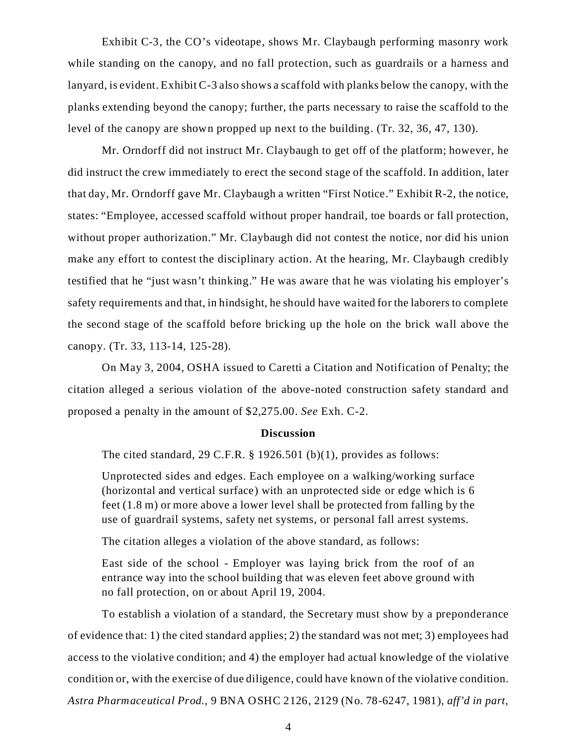Exhibit C-3, the CO's videotape, shows Mr. Claybaugh performing masonry work while standing on the canopy, and no fall protection, such as guardrails or a harness and lanyard, is evident. Exhibit C-3 also shows a scaffold with planks below the canopy, with the planks extending beyond the canopy; further, the parts necessary to raise the scaffold to the level of the canopy are shown propped up next to the building. (Tr. 32, 36, 47, 130).

Mr. Orndorff did not instruct Mr. Claybaugh to get off of the platform; however, he did instruct the crew immediately to erect the second stage of the scaffold. In addition, later that day, Mr. Orndorff gave Mr. Claybaugh a written "First Notice." Exhibit R-2, the notice, states: "Employee, accessed scaffold without proper handrail, toe boards or fall protection, without proper authorization." Mr. Claybaugh did not contest the notice, nor did his union make any effort to contest the disciplinary action. At the hearing, Mr. Claybaugh credibly testified that he "just wasn't thinking." He was aware that he was violating his employer's safety requirements and that, in hindsight, he should have waited for the laborers to complete the second stage of the scaffold before bricking up the hole on the brick wall above the canopy. (Tr. 33, 113-14, 125-28).

On May 3, 2004, OSHA issued to Caretti a Citation and Notification of Penalty; the citation alleged a serious violation of the above-noted construction safety standard and proposed a penalty in the amount of $2,275.00. *See* Exh. C-2.

**Discussion**

The cited standard, 29 C.F.R. § 1926.501 (b)(1), provides as follows:

> Unprotected sides and edges. Each employee on a walking/working surface (horizontal and vertical surface) with an unprotected side or edge which is 6 feet (1.8 m) or more above a lower level shall be protected from falling by the use of guardrail systems, safety net systems, or personal fall arrest systems.

The citation alleges a violation of the above standard, as follows:

> East side of the school - Employer was laying brick from the roof of an entrance way into the school building that was eleven feet above ground with no fall protection, on or about April 19, 2004.

To establish a violation of a standard, the Secretary must show by a preponderance of evidence that: 1) the cited standard applies; 2) the standard was not met; 3) employees had access to the violative condition; and 4) the employer had actual knowledge of the violative condition or, with the exercise of due diligence, could have known of the violative condition. *Astra Pharmaceutical Prod.*, 9 BNA OSHC 2126, 2129 (No. 78-6247, 1981), *aff'd in part,*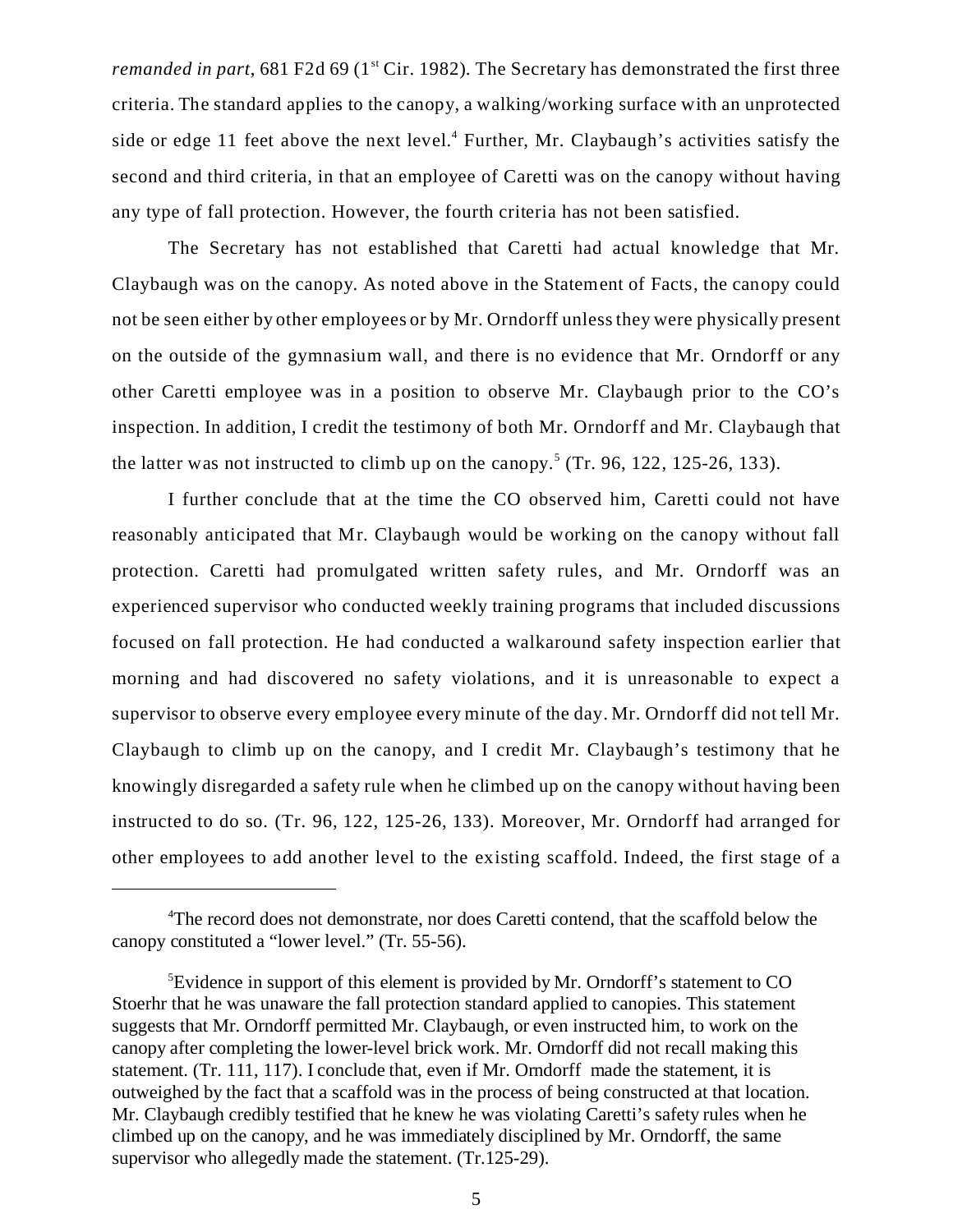*remanded in part*, 681 F2d 69 (1st Cir. 1982). The Secretary has demonstrated the first three criteria. The standard applies to the canopy, a walking/working surface with an unprotected side or edge 11 feet above the next level.[4] Further, Mr. Claybaugh's activities satisfy the second and third criteria, in that an employee of Caretti was on the canopy without having any type of fall protection. However, the fourth criteria has not been satisfied.

The Secretary has not established that Caretti had actual knowledge that Mr. Claybaugh was on the canopy. As noted above in the Statement of Facts, the canopy could not be seen either by other employees or by Mr. Orndorff unless they were physically present on the outside of the gymnasium wall, and there is no evidence that Mr. Orndorff or any other Caretti employee was in a position to observe Mr. Claybaugh prior to the CO's inspection. In addition, I credit the testimony of both Mr. Orndorff and Mr. Claybaugh that the latter was not instructed to climb up on the canopy.[5] (Tr. 96, 122, 125-26, 133).

I further conclude that at the time the CO observed him, Caretti could not have reasonably anticipated that Mr. Claybaugh would be working on the canopy without fall protection. Caretti had promulgated written safety rules, and Mr. Orndorff was an experienced supervisor who conducted weekly training programs that included discussions focused on fall protection. He had conducted a walkaround safety inspection earlier that morning and had discovered no safety violations, and it is unreasonable to expect a supervisor to observe every employee every minute of the day. Mr. Orndorff did not tell Mr. Claybaugh to climb up on the canopy, and I credit Mr. Claybaugh's testimony that he knowingly disregarded a safety rule when he climbed up on the canopy without having been instructed to do so. (Tr. 96, 122, 125-26, 133). Moreover, Mr. Orndorff had arranged for other employees to add another level to the existing scaffold. Indeed, the first stage of a

---

[4]The record does not demonstrate, nor does Caretti contend, that the scaffold below the canopy constituted a "lower level." (Tr. 55-56).

[5]Evidence in support of this element is provided by Mr. Orndorff's statement to CO Stoerhr that he was unaware the fall protection standard applied to canopies. This statement suggests that Mr. Orndorff permitted Mr. Claybaugh, or even instructed him, to work on the canopy after completing the lower-level brick work. Mr. Orndorff did not recall making this statement. (Tr. 111, 117). I conclude that, even if Mr. Orndorff made the statement, it is outweighed by the fact that a scaffold was in the process of being constructed at that location. Mr. Claybaugh credibly testified that he knew he was violating Caretti's safety rules when he climbed up on the canopy, and he was immediately disciplined by Mr. Orndorff, the same supervisor who allegedly made the statement. (Tr.125-29).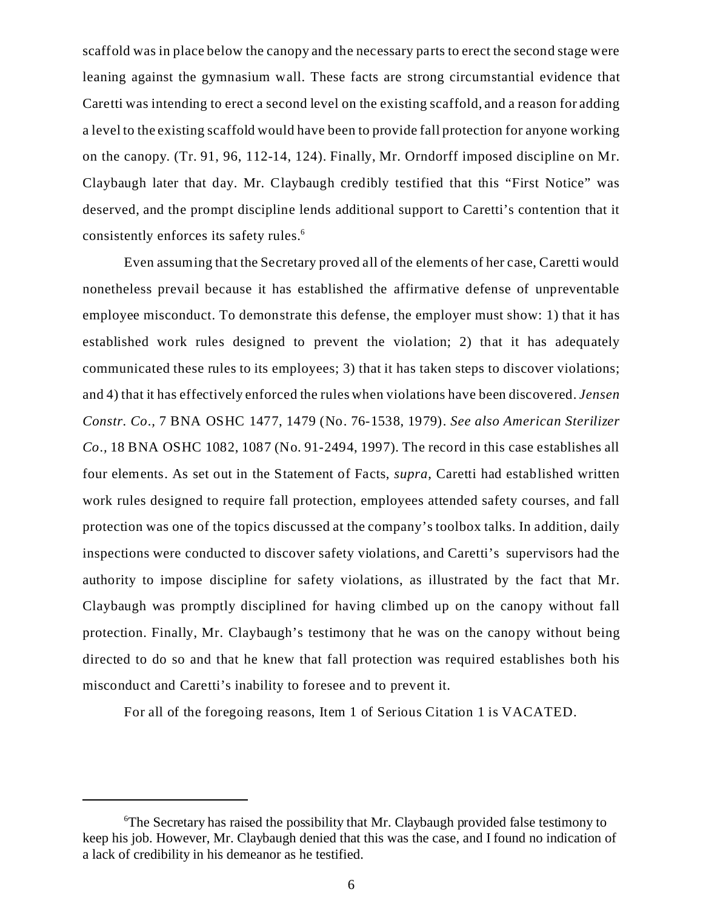scaffold was in place below the canopy and the necessary parts to erect the second stage were leaning against the gymnasium wall. These facts are strong circumstantial evidence that Caretti was intending to erect a second level on the existing scaffold, and a reason for adding a level to the existing scaffold would have been to provide fall protection for anyone working on the canopy. (Tr. 91, 96, 112-14, 124). Finally, Mr. Orndorff imposed discipline on Mr. Claybaugh later that day. Mr. Claybaugh credibly testified that this "First Notice" was deserved, and the prompt discipline lends additional support to Caretti's contention that it consistently enforces its safety rules.[6]

Even assuming that the Secretary proved all of the elements of her case, Caretti would nonetheless prevail because it has established the affirmative defense of unpreventable employee misconduct. To demonstrate this defense, the employer must show: 1) that it has established work rules designed to prevent the violation; 2) that it has adequately communicated these rules to its employees; 3) that it has taken steps to discover violations; and 4) that it has effectively enforced the rules when violations have been discovered. *Jensen Constr. Co.*, 7 BNA OSHC 1477, 1479 (No. 76-1538, 1979). *See also American Sterilizer Co.*, 18 BNA OSHC 1082, 1087 (No. 91-2494, 1997). The record in this case establishes all four elements. As set out in the Statement of Facts, *supra*, Caretti had established written work rules designed to require fall protection, employees attended safety courses, and fall protection was one of the topics discussed at the company's toolbox talks. In addition, daily inspections were conducted to discover safety violations, and Caretti's supervisors had the authority to impose discipline for safety violations, as illustrated by the fact that Mr. Claybaugh was promptly disciplined for having climbed up on the canopy without fall protection. Finally, Mr. Claybaugh's testimony that he was on the canopy without being directed to do so and that he knew that fall protection was required establishes both his misconduct and Caretti's inability to foresee and to prevent it.

For all of the foregoing reasons, Item 1 of Serious Citation 1 is VACATED.

---

[6]The Secretary has raised the possibility that Mr. Claybaugh provided false testimony to keep his job. However, Mr. Claybaugh denied that this was the case, and I found no indication of a lack of credibility in his demeanor as he testified.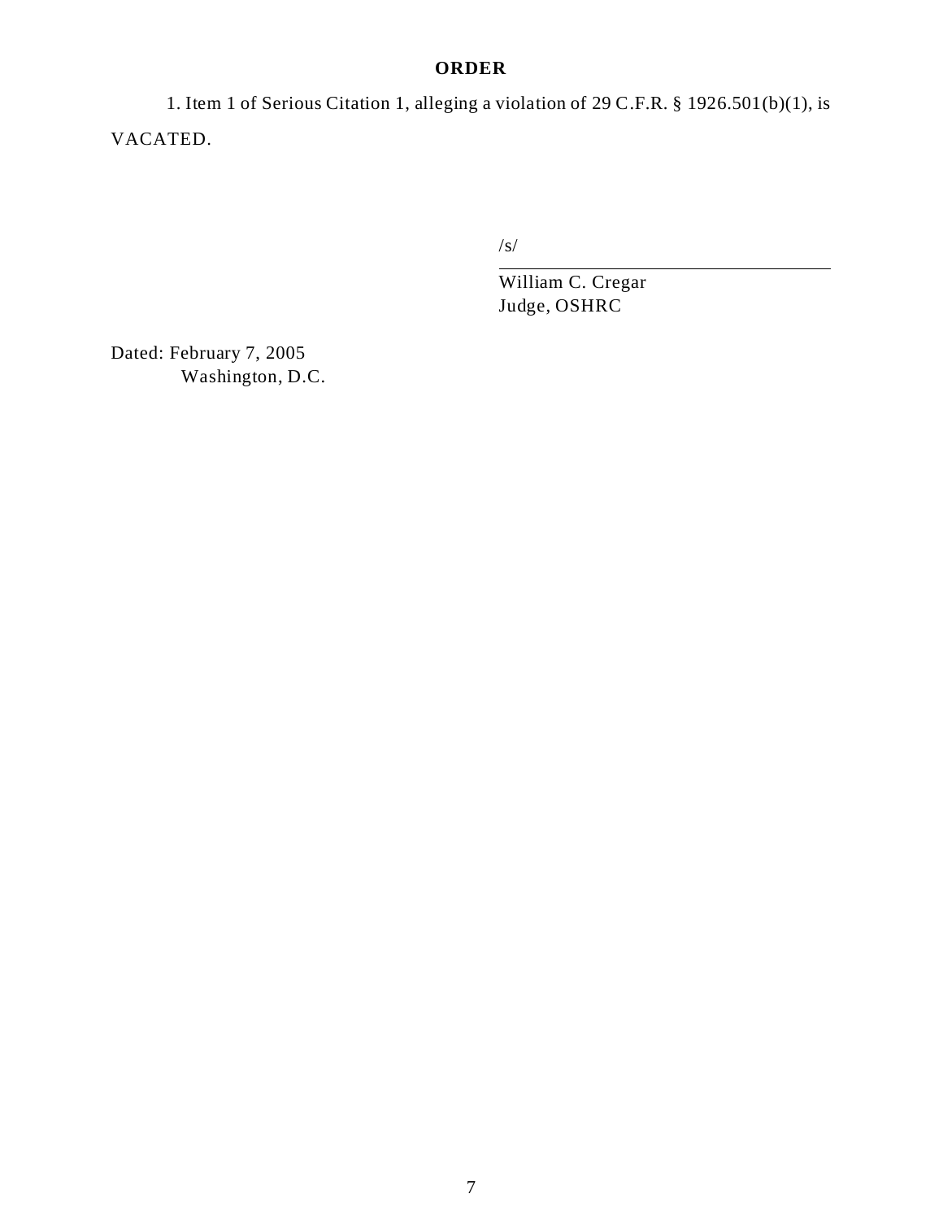**ORDER**

1. Item 1 of Serious Citation 1, alleging a violation of 29 C.F.R. § 1926.501(b)(1), is VACATED.

/s/

William C. Cregar
Judge, OSHRC

Dated: February 7, 2005
Washington, D.C.